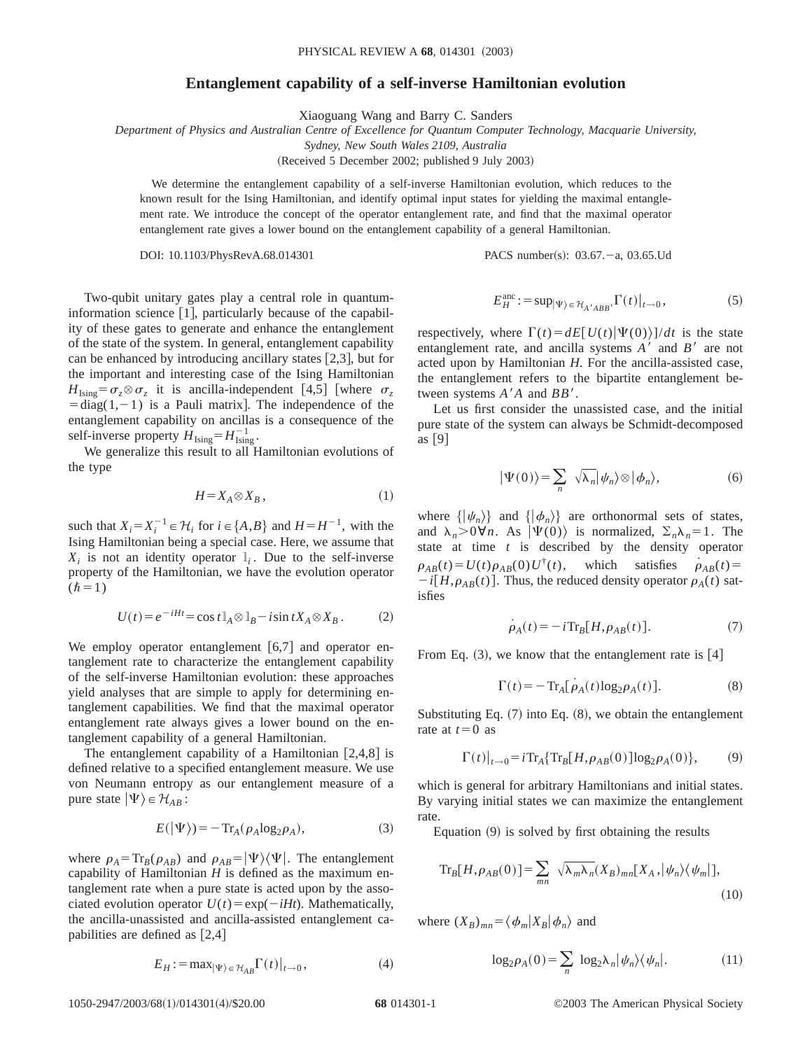# Entanglement capability of a self-inverse Hamiltonian evolution

Xiaoguang Wang and Barry C. Sanders

*Department of Physics and Australian Centre of Excellence for Quantum Computer Technology, Macquarie University, Sydney, New South Wales 2109, Australia*

(Received 5 December 2002; published 9 July 2003)

We determine the entanglement capability of a self-inverse Hamiltonian evolution, which reduces to the known result for the Ising Hamiltonian, and identify optimal input states for yielding the maximal entanglement rate. We introduce the concept of the operator entanglement rate, and find that the maximal operator entanglement rate gives a lower bound on the entanglement capability of a general Hamiltonian.

DOI: 10.1103/PhysRevA.68.014301 PACS number(s): 03.67.−a, 03.65.Ud

Two-qubit unitary gates play a central role in quantum-information science [1], particularly because of the capability of these gates to generate and enhance the entanglement of the state of the system. In general, entanglement capability can be enhanced by introducing ancillary states [2,3], but for the important and interesting case of the Ising Hamiltonian $H_{\text{Ising}}=\sigma_z\otimes\sigma_z$ it is ancilla-independent [4,5] [where $\sigma_z=\text{diag}(1,-1)$ is a Pauli matrix]. The independence of the entanglement capability on ancillas is a consequence of the self-inverse property $H_{\text{Ising}}=H_{\text{Ising}}^{-1}$.

We generalize this result to all Hamiltonian evolutions of the type

$$H=X_A\otimes X_B, \tag{1}$$

such that $X_i=X_i^{-1}\in\mathcal{H}_i$ for $i\in\{A,B\}$ and $H=H^{-1}$, with the Ising Hamiltonian being a special case. Here, we assume that $X_i$ is not an identity operator $\mathbb{1}_i$. Due to the self-inverse property of the Hamiltonian, we have the evolution operator ($\hbar=1$)

$$U(t)=e^{-iHt}=\cos t\,\mathbb{1}_A\otimes\mathbb{1}_B-i\sin t\,X_A\otimes X_B. \tag{2}$$

We employ operator entanglement [6,7] and operator entanglement rate to characterize the entanglement capability of the self-inverse Hamiltonian evolution: these approaches yield analyses that are simple to apply for determining entanglement capabilities. We find that the maximal operator entanglement rate always gives a lower bound on the entanglement capability of a general Hamiltonian.

The entanglement capability of a Hamiltonian [2,4,8] is defined relative to a specified entanglement measure. We use von Neumann entropy as our entanglement measure of a pure state $|\Psi\rangle\in\mathcal{H}_{AB}$:

$$E(|\Psi\rangle)=-\text{Tr}_A(\rho_A\log_2\rho_A), \tag{3}$$

where $\rho_A=\text{Tr}_B(\rho_{AB})$ and $\rho_{AB}=|\Psi\rangle\langle\Psi|$. The entanglement capability of Hamiltonian $H$ is defined as the maximum entanglement rate when a pure state is acted upon by the associated evolution operator $U(t)=\exp(-iHt)$. Mathematically, the ancilla-unassisted and ancilla-assisted entanglement capabilities are defined as [2,4]

$$E_H:=\max_{|\Psi\rangle\in\mathcal{H}_{AB}}\Gamma(t)|_{t\to 0}, \tag{4}$$

$$E_H^{\text{anc}}:=\sup_{|\Psi\rangle\in\mathcal{H}_{A'ABB'}}\Gamma(t)|_{t\to 0}, \tag{5}$$

respectively, where $\Gamma(t)=dE[U(t)|\Psi(0)\rangle]/dt$ is the state entanglement rate, and ancilla systems $A'$ and $B'$ are not acted upon by Hamiltonian $H$. For the ancilla-assisted case, the entanglement refers to the bipartite entanglement between systems $A'A$ and $BB'$.

Let us first consider the unassisted case, and the initial pure state of the system can always be Schmidt-decomposed as [9]

$$|\Psi(0)\rangle=\sum_n\sqrt{\lambda_n}|\psi_n\rangle\otimes|\phi_n\rangle, \tag{6}$$

where $\{|\psi_n\rangle\}$ and $\{|\phi_n\rangle\}$ are orthonormal sets of states, and $\lambda_n>0\,\forall n$. As $|\Psi(0)\rangle$ is normalized, $\sum_n\lambda_n=1$. The state at time $t$ is described by the density operator $\rho_{AB}(t)=U(t)\rho_{AB}(0)U^\dagger(t)$, which satisfies $\dot{\rho}_{AB}(t)=-i[H,\rho_{AB}(t)]$. Thus, the reduced density operator $\rho_A(t)$ satisfies

$$\dot{\rho}_A(t)=-i\text{Tr}_B[H,\rho_{AB}(t)]. \tag{7}$$

From Eq. (3), we know that the entanglement rate is [4]

$$\Gamma(t)=-\text{Tr}_A[\dot{\rho}_A(t)\log_2\rho_A(t)]. \tag{8}$$

Substituting Eq. (7) into Eq. (8), we obtain the entanglement rate at $t=0$ as

$$\Gamma(t)|_{t\to 0}=i\text{Tr}_A\{\text{Tr}_B[H,\rho_{AB}(0)]\log_2\rho_A(0)\}, \tag{9}$$

which is general for arbitrary Hamiltonians and initial states. By varying initial states we can maximize the entanglement rate.

Equation (9) is solved by first obtaining the results

$$\text{Tr}_B[H,\rho_{AB}(0)]=\sum_{mn}\sqrt{\lambda_m\lambda_n}(X_B)_{mn}[X_A,|\psi_n\rangle\langle\psi_m|], \tag{10}$$

where $(X_B)_{mn}=\langle\phi_m|X_B|\phi_n\rangle$ and

$$\log_2\rho_A(0)=\sum_n\log_2\lambda_n|\psi_n\rangle\langle\psi_n|. \tag{11}$$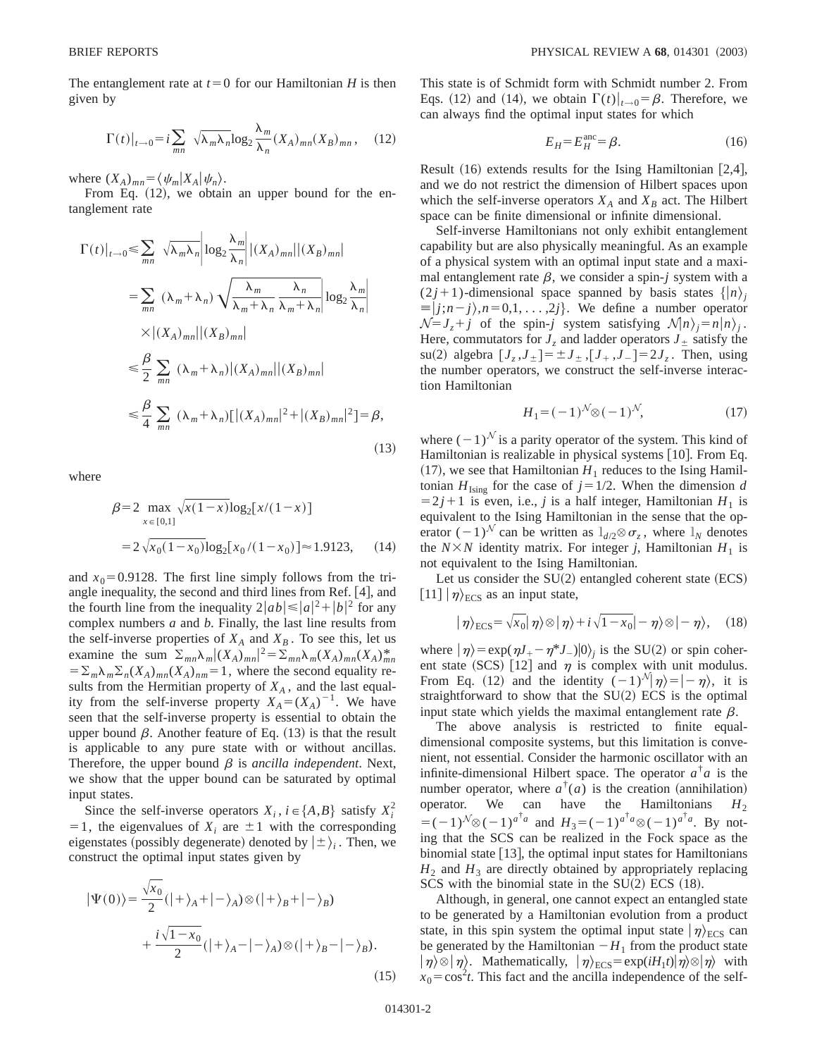The entanglement rate at $t=0$ for our Hamiltonian $H$ is then given by

$$\Gamma(t)\big|_{t\to 0} = i\sum_{mn} \sqrt{\lambda_m\lambda_n}\log_2\frac{\lambda_m}{\lambda_n}(X_A)_{mn}(X_B)_{mn}, \quad (12)$$

where $(X_A)_{mn}=\langle\psi_m|X_A|\psi_n\rangle$.

From Eq. (12), we obtain an upper bound for the entanglement rate

$$\begin{aligned}
\Gamma(t)\big|_{t\to 0} &\leqslant \sum_{mn} \sqrt{\lambda_m\lambda_n}\left|\log_2\frac{\lambda_m}{\lambda_n}\right| |(X_A)_{mn}||(X_B)_{mn}| \\
&= \sum_{mn} (\lambda_m+\lambda_n)\sqrt{\frac{\lambda_m}{\lambda_m+\lambda_n}\frac{\lambda_n}{\lambda_m+\lambda_n}}\left|\log_2\frac{\lambda_m}{\lambda_n}\right| \\
&\quad\times |(X_A)_{mn}||(X_B)_{mn}| \\
&\leqslant \frac{\beta}{2}\sum_{mn} (\lambda_m+\lambda_n)|(X_A)_{mn}||(X_B)_{mn}| \\
&\leqslant \frac{\beta}{4}\sum_{mn} (\lambda_m+\lambda_n)[|(X_A)_{mn}|^2+|(X_B)_{mn}|^2]=\beta,
\end{aligned} \quad (13)$$

where

$$\begin{aligned}
\beta &= 2\max_{x\in[0,1]}\sqrt{x(1-x)}\log_2[x/(1-x)] \\
&= 2\sqrt{x_0(1-x_0)}\log_2[x_0/(1-x_0)]\approx 1.9123,
\end{aligned} \quad (14)$$

and $x_0=0.9128$. The first line simply follows from the triangle inequality, the second and third lines from Ref. [4], and the fourth line from the inequality $2|ab|\leqslant|a|^2+|b|^2$ for any complex numbers $a$ and $b$. Finally, the last line results from the self-inverse properties of $X_A$ and $X_B$. To see this, let us examine the sum $\Sigma_{mn}\lambda_m|(X_A)_{mn}|^2=\Sigma_{mn}\lambda_m(X_A)_{mn}(X_A)^*_{mn}=\Sigma_m\lambda_m\Sigma_n(X_A)_{mn}(X_A)_{nm}=1$, where the second equality results from the Hermitian property of $X_A$, and the last equality from the self-inverse property $X_A=(X_A)^{-1}$. We have seen that the self-inverse property is essential to obtain the upper bound $\beta$. Another feature of Eq. (13) is that the result is applicable to any pure state with or without ancillas. Therefore, the upper bound $\beta$ is *ancilla independent*. Next, we show that the upper bound can be saturated by optimal input states.

Since the self-inverse operators $X_i$, $i\in\{A,B\}$ satisfy $X_i^2=1$, the eigenvalues of $X_i$ are $\pm 1$ with the corresponding eigenstates (possibly degenerate) denoted by $|\pm\rangle_i$. Then, we construct the optimal input states given by

$$\begin{aligned}
|\Psi(0)\rangle &= \frac{\sqrt{x_0}}{2}(|+\rangle_A+|-\rangle_A)\otimes(|+\rangle_B+|-\rangle_B) \\
&\quad + \frac{i\sqrt{1-x_0}}{2}(|+\rangle_A-|-\rangle_A)\otimes(|+\rangle_B-|-\rangle_B).
\end{aligned} \quad (15)$$

This state is of Schmidt form with Schmidt number 2. From Eqs. (12) and (14), we obtain $\Gamma(t)|_{t\to 0}=\beta$. Therefore, we can always find the optimal input states for which

$$E_H=E_H^{\text{anc}}=\beta. \quad (16)$$

Result (16) extends results for the Ising Hamiltonian [2,4], and we do not restrict the dimension of Hilbert spaces upon which the self-inverse operators $X_A$ and $X_B$ act. The Hilbert space can be finite dimensional or infinite dimensional.

Self-inverse Hamiltonians not only exhibit entanglement capability but are also physically meaningful. As an example of a physical system with an optimal input state and a maximal entanglement rate $\beta$, we consider a spin-$j$ system with a $(2j+1)$-dimensional space spanned by basis states $\{|n\rangle_j\equiv|j;n-j\rangle, n=0,1,\ldots,2j\}$. We define a number operator $\mathcal{N}=J_z+j$ of the spin-$j$ system satisfying $\mathcal{N}|n\rangle_j=n|n\rangle_j$. Here, commutators for $J_z$ and ladder operators $J_\pm$ satisfy the su(2) algebra $[J_z,J_\pm]=\pm J_\pm$, $[J_+,J_-]=2J_z$. Then, using the number operators, we construct the self-inverse interaction Hamiltonian

$$H_1=(-1)^{\mathcal{N}}\otimes(-1)^{\mathcal{N}}, \quad (17)$$

where $(-1)^{\mathcal{N}}$ is a parity operator of the system. This kind of Hamiltonian is realizable in physical systems [10]. From Eq. (17), we see that Hamiltonian $H_1$ reduces to the Ising Hamiltonian $H_{\text{Ising}}$ for the case of $j=1/2$. When the dimension $d=2j+1$ is even, i.e., $j$ is a half integer, Hamiltonian $H_1$ is equivalent to the Ising Hamiltonian in the sense that the operator $(-1)^{\mathcal{N}}$ can be written as $\mathbb{1}_{d/2}\otimes\sigma_z$, where $\mathbb{1}_N$ denotes the $N\times N$ identity matrix. For integer $j$, Hamiltonian $H_1$ is not equivalent to the Ising Hamiltonian.

Let us consider the SU(2) entangled coherent state (ECS) [11] $|\eta\rangle_{\text{ECS}}$ as an input state,

$$|\eta\rangle_{\text{ECS}}=\sqrt{x_0}|\eta\rangle\otimes|\eta\rangle+i\sqrt{1-x_0}|-\eta\rangle\otimes|-\eta\rangle, \quad (18)$$

where $|\eta\rangle=\exp(\eta J_+-\eta^*J_-)|0\rangle_j$ is the SU(2) or spin coherent state (SCS) [12] and $\eta$ is complex with unit modulus. From Eq. (12) and the identity $(-1)^{\mathcal{N}}|\eta\rangle=|-\eta\rangle$, it is straightforward to show that the SU(2) ECS is the optimal input state which yields the maximal entanglement rate $\beta$.

The above analysis is restricted to finite equal-dimensional composite systems, but this limitation is convenient, not essential. Consider the harmonic oscillator with an infinite-dimensional Hilbert space. The operator $a^\dagger a$ is the number operator, where $a^\dagger(a)$ is the creation (annihilation) operator. We can have the Hamiltonians $H_2=(-1)^{\mathcal{N}}\otimes(-1)^{a^\dagger a}$ and $H_3=(-1)^{a^\dagger a}\otimes(-1)^{a^\dagger a}$. By noting that the SCS can be realized in the Fock space as the binomial state [13], the optimal input states for Hamiltonians $H_2$ and $H_3$ are directly obtained by appropriately replacing SCS with the binomial state in the SU(2) ECS (18).

Although, in general, one cannot expect an entangled state to be generated by a Hamiltonian evolution from a product state, in this spin system the optimal input state $|\eta\rangle_{\text{ECS}}$ can be generated by the Hamiltonian $-H_1$ from the product state $|\eta\rangle\otimes|\eta\rangle$. Mathematically, $|\eta\rangle_{\text{ECS}}=\exp(iH_1t)|\eta\rangle\otimes|\eta\rangle$ with $x_0=\cos^2 t$. This fact and the ancilla independence of the self-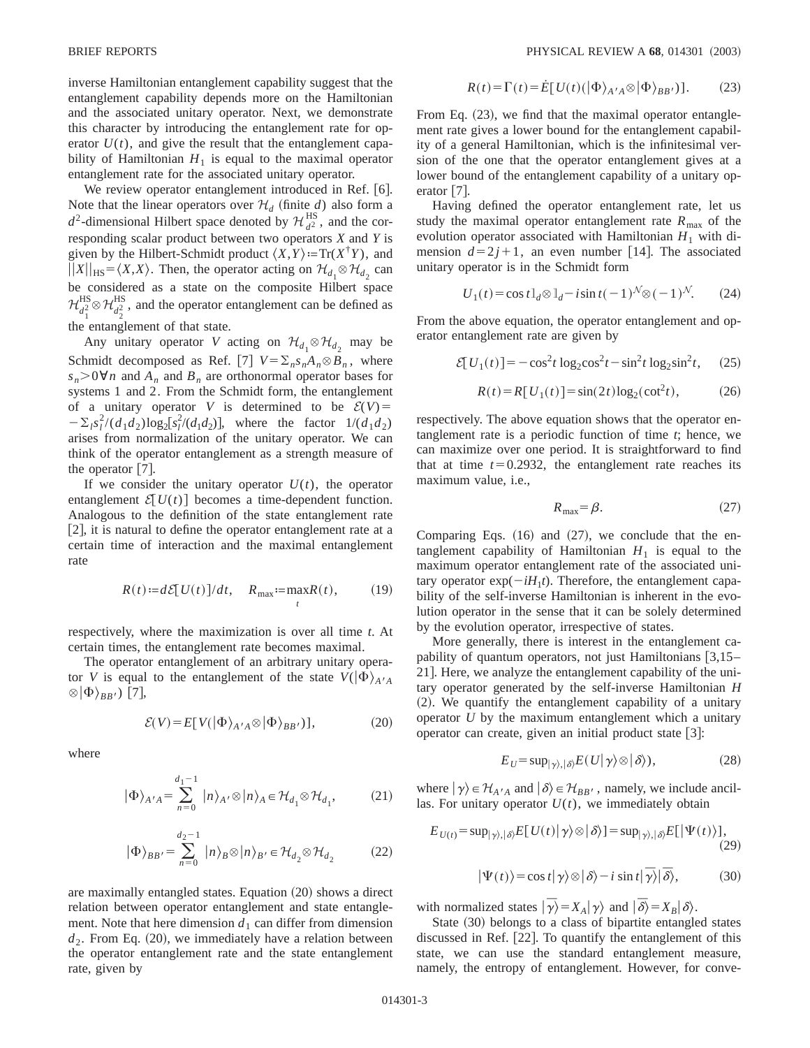inverse Hamiltonian entanglement capability suggest that the entanglement capability depends more on the Hamiltonian and the associated unitary operator. Next, we demonstrate this character by introducing the entanglement rate for operator $U(t)$, and give the result that the entanglement capability of Hamiltonian $H_1$ is equal to the maximal operator entanglement rate for the associated unitary operator.

We review operator entanglement introduced in Ref. [6]. Note that the linear operators over $\mathcal{H}_d$ (finite $d$) also form a $d^2$-dimensional Hilbert space denoted by $\mathcal{H}_{d^2}^{\mathrm{HS}}$, and the corresponding scalar product between two operators $X$ and $Y$ is given by the Hilbert-Schmidt product $\langle X,Y\rangle := \mathrm{Tr}(X^\dagger Y)$, and $||X||_{\mathrm{HS}} = \langle X,X\rangle$. Then, the operator acting on $\mathcal{H}_{d_1}\otimes\mathcal{H}_{d_2}$ can be considered as a state on the composite Hilbert space $\mathcal{H}_{d_1^2}^{\mathrm{HS}}\otimes\mathcal{H}_{d_2^2}^{\mathrm{HS}}$, and the operator entanglement can be defined as the entanglement of that state.

Any unitary operator $V$ acting on $\mathcal{H}_{d_1}\otimes\mathcal{H}_{d_2}$ may be Schmidt decomposed as Ref. [7] $V=\Sigma_n s_n A_n\otimes B_n$, where $s_n>0\,\forall n$ and $A_n$ and $B_n$ are orthonormal operator bases for systems 1 and 2. From the Schmidt form, the entanglement of a unitary operator $V$ is determined to be $\mathcal{E}(V) = -\Sigma_l s_l^2/(d_1 d_2)\log_2[s_l^2/(d_1 d_2)]$, where the factor $1/(d_1 d_2)$ arises from normalization of the unitary operator. We can think of the operator entanglement as a strength measure of the operator [7].

If we consider the unitary operator $U(t)$, the operator entanglement $\mathcal{E}[U(t)]$ becomes a time-dependent function. Analogous to the definition of the state entanglement rate [2], it is natural to define the operator entanglement rate at a certain time of interaction and the maximal entanglement rate

$$R(t) := d\mathcal{E}[U(t)]/dt, \quad R_{\max} := \max_t R(t), \tag{19}$$

respectively, where the maximization is over all time $t$. At certain times, the entanglement rate becomes maximal.

The operator entanglement of an arbitrary unitary operator $V$ is equal to the entanglement of the state $V(|\Phi\rangle_{A'A}\otimes|\Phi\rangle_{BB'})$ [7],

$$\mathcal{E}(V) = E[V(|\Phi\rangle_{A'A}\otimes|\Phi\rangle_{BB'})], \tag{20}$$

where

$$|\Phi\rangle_{A'A} = \sum_{n=0}^{d_1-1}|n\rangle_{A'}\otimes|n\rangle_A \in \mathcal{H}_{d_1}\otimes\mathcal{H}_{d_1}, \tag{21}$$

$$|\Phi\rangle_{BB'} = \sum_{n=0}^{d_2-1}|n\rangle_{B}\otimes|n\rangle_{B'} \in \mathcal{H}_{d_2}\otimes\mathcal{H}_{d_2} \tag{22}$$

are maximally entangled states. Equation (20) shows a direct relation between operator entanglement and state entanglement. Note that here dimension $d_1$ can differ from dimension $d_2$. From Eq. (20), we immediately have a relation between the operator entanglement rate and the state entanglement rate, given by

$$R(t) = \Gamma(t) = \dot{E}[U(t)(|\Phi\rangle_{A'A}\otimes|\Phi\rangle_{BB'})]. \tag{23}$$

From Eq. (23), we find that the maximal operator entanglement rate gives a lower bound for the entanglement capability of a general Hamiltonian, which is the infinitesimal version of the one that the operator entanglement gives at a lower bound of the entanglement capability of a unitary operator [7].

Having defined the operator entanglement rate, let us study the maximal operator entanglement rate $R_{\max}$ of the evolution operator associated with Hamiltonian $H_1$ with dimension $d=2j+1$, an even number [14]. The associated unitary operator is in the Schmidt form

$$U_1(t) = \cos t\,1_d\otimes 1_d - i\sin t(-1)^{\mathcal{N}}\otimes(-1)^{\mathcal{N}}. \tag{24}$$

From the above equation, the operator entanglement and operator entanglement rate are given by

$$\mathcal{E}[U_1(t)] = -\cos^2 t\log_2\cos^2 t - \sin^2 t\log_2\sin^2 t, \tag{25}$$

$$R(t) = R[U_1(t)] = \sin(2t)\log_2(\cot^2 t), \tag{26}$$

respectively. The above equation shows that the operator entanglement rate is a periodic function of time $t$; hence, we can maximize over one period. It is straightforward to find that at time $t=0.2932$, the entanglement rate reaches its maximum value, i.e.,

$$R_{\max} = \beta. \tag{27}$$

Comparing Eqs. (16) and (27), we conclude that the entanglement capability of Hamiltonian $H_1$ is equal to the maximum operator entanglement rate of the associated unitary operator $\exp(-iH_1 t)$. Therefore, the entanglement capability of the self-inverse Hamiltonian is inherent in the evolution operator in the sense that it can be solely determined by the evolution operator, irrespective of states.

More generally, there is interest in the entanglement capability of quantum operators, not just Hamiltonians [3,15–21]. Here, we analyze the entanglement capability of the unitary operator generated by the self-inverse Hamiltonian $H$ (2). We quantify the entanglement capability of a unitary operator $U$ by the maximum entanglement which a unitary operator can create, given an initial product state [3]:

$$E_U = \sup_{|\gamma\rangle,|\delta\rangle} E(U|\gamma\rangle\otimes|\delta\rangle), \tag{28}$$

where $|\gamma\rangle\in\mathcal{H}_{A'A}$ and $|\delta\rangle\in\mathcal{H}_{BB'}$, namely, we include ancillas. For unitary operator $U(t)$, we immediately obtain

$$E_{U(t)} = \sup_{|\gamma\rangle,|\delta\rangle} E[U(t)|\gamma\rangle\otimes|\delta\rangle] = \sup_{|\gamma\rangle,|\delta\rangle} E[|\Psi(t)\rangle], \tag{29}$$

$$|\Psi(t)\rangle = \cos t|\gamma\rangle\otimes|\delta\rangle - i\sin t|\overline{\gamma}\rangle|\overline{\delta}\rangle, \tag{30}$$

with normalized states $|\overline{\gamma}\rangle = X_A|\gamma\rangle$ and $|\overline{\delta}\rangle = X_B|\delta\rangle$.

State (30) belongs to a class of bipartite entangled states discussed in Ref. [22]. To quantify the entanglement of this state, we can use the standard entanglement measure, namely, the entropy of entanglement. However, for conve-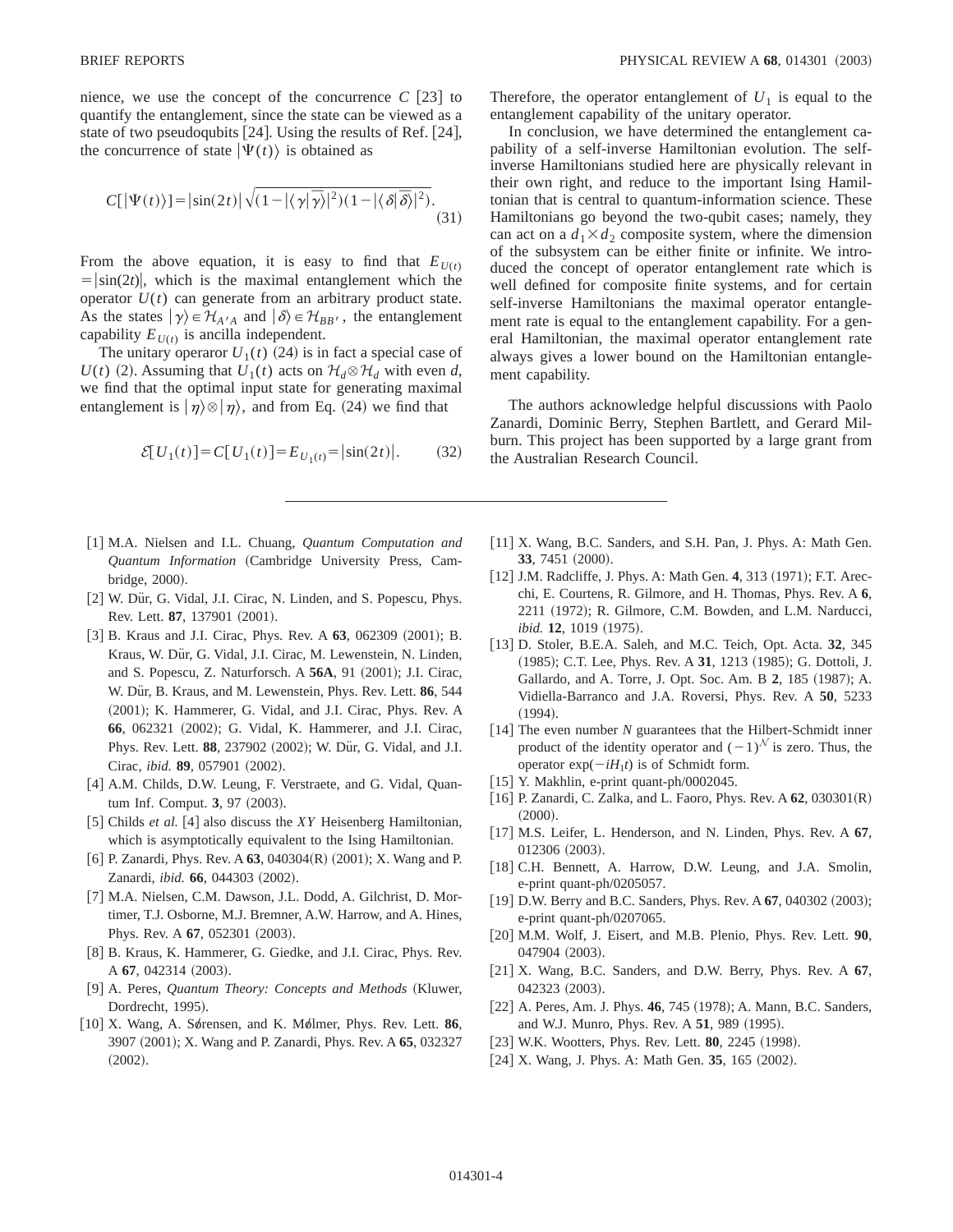nience, we use the concept of the concurrence $C$ [23] to quantify the entanglement, since the state can be viewed as a state of two pseudoqubits [24]. Using the results of Ref. [24], the concurrence of state $|\Psi(t)\rangle$ is obtained as

$$C[|\Psi(t)\rangle]=|\sin(2t)|\sqrt{(1-|\langle\gamma|\overline{\gamma}\rangle|^2)(1-|\langle\delta|\overline{\delta}\rangle|^2)}. \tag{31}$$

From the above equation, it is easy to find that $E_{U(t)}=|\sin(2t)|$, which is the maximal entanglement which the operator $U(t)$ can generate from an arbitrary product state. As the states $|\gamma\rangle\in\mathcal{H}_{A'A}$ and $|\delta\rangle\in\mathcal{H}_{BB'}$, the entanglement capability $E_{U(t)}$ is ancilla independent.

The unitary operaror $U_1(t)$ (24) is in fact a special case of $U(t)$ (2). Assuming that $U_1(t)$ acts on $\mathcal{H}_d\otimes\mathcal{H}_d$ with even $d$, we find that the optimal input state for generating maximal entanglement is $|\eta\rangle\otimes|\eta\rangle$, and from Eq. (24) we find that

$$\mathcal{E}[U_1(t)]=C[U_1(t)]=E_{U_1(t)}=|\sin(2t)|. \tag{32}$$

Therefore, the operator entanglement of $U_1$ is equal to the entanglement capability of the unitary operator.

In conclusion, we have determined the entanglement capability of a self-inverse Hamiltonian evolution. The self-inverse Hamiltonians studied here are physically relevant in their own right, and reduce to the important Ising Hamiltonian that is central to quantum-information science. These Hamiltonians go beyond the two-qubit cases; namely, they can act on a $d_1\times d_2$ composite system, where the dimension of the subsystem can be either finite or infinite. We introduced the concept of operator entanglement rate which is well defined for composite finite systems, and for certain self-inverse Hamiltonians the maximal operator entanglement rate is equal to the entanglement capability. For a general Hamiltonian, the maximal operator entanglement rate always gives a lower bound on the Hamiltonian entanglement capability.

The authors acknowledge helpful discussions with Paolo Zanardi, Dominic Berry, Stephen Bartlett, and Gerard Milburn. This project has been supported by a large grant from the Australian Research Council.

[1] M.A. Nielsen and I.L. Chuang, *Quantum Computation and Quantum Information* (Cambridge University Press, Cambridge, 2000).

[2] W. Dür, G. Vidal, J.I. Cirac, N. Linden, and S. Popescu, Phys. Rev. Lett. **87**, 137901 (2001).

[3] B. Kraus and J.I. Cirac, Phys. Rev. A **63**, 062309 (2001); B. Kraus, W. Dür, G. Vidal, J.I. Cirac, M. Lewenstein, N. Linden, and S. Popescu, Z. Naturforsch. A **56A**, 91 (2001); J.I. Cirac, W. Dür, B. Kraus, and M. Lewenstein, Phys. Rev. Lett. **86**, 544 (2001); K. Hammerer, G. Vidal, and J.I. Cirac, Phys. Rev. A **66**, 062321 (2002); G. Vidal, K. Hammerer, and J.I. Cirac, Phys. Rev. Lett. **88**, 237902 (2002); W. Dür, G. Vidal, and J.I. Cirac, *ibid.* **89**, 057901 (2002).

[4] A.M. Childs, D.W. Leung, F. Verstraete, and G. Vidal, Quantum Inf. Comput. **3**, 97 (2003).

[5] Childs *et al.* [4] also discuss the *XY* Heisenberg Hamiltonian, which is asymptotically equivalent to the Ising Hamiltonian.

[6] P. Zanardi, Phys. Rev. A **63**, 040304(R) (2001); X. Wang and P. Zanardi, *ibid.* **66**, 044303 (2002).

[7] M.A. Nielsen, C.M. Dawson, J.L. Dodd, A. Gilchrist, D. Mortimer, T.J. Osborne, M.J. Bremner, A.W. Harrow, and A. Hines, Phys. Rev. A **67**, 052301 (2003).

[8] B. Kraus, K. Hammerer, G. Giedke, and J.I. Cirac, Phys. Rev. A **67**, 042314 (2003).

[9] A. Peres, *Quantum Theory: Concepts and Methods* (Kluwer, Dordrecht, 1995).

[10] X. Wang, A. Sørensen, and K. Mølmer, Phys. Rev. Lett. **86**, 3907 (2001); X. Wang and P. Zanardi, Phys. Rev. A **65**, 032327 (2002).

[11] X. Wang, B.C. Sanders, and S.H. Pan, J. Phys. A: Math Gen. **33**, 7451 (2000).

[12] J.M. Radcliffe, J. Phys. A: Math Gen. **4**, 313 (1971); F.T. Arecchi, E. Courtens, R. Gilmore, and H. Thomas, Phys. Rev. A **6**, 2211 (1972); R. Gilmore, C.M. Bowden, and L.M. Narducci, *ibid.* **12**, 1019 (1975).

[13] D. Stoler, B.E.A. Saleh, and M.C. Teich, Opt. Acta. **32**, 345 (1985); C.T. Lee, Phys. Rev. A **31**, 1213 (1985); G. Dottoli, J. Gallardo, and A. Torre, J. Opt. Soc. Am. B **2**, 185 (1987); A. Vidiella-Barranco and J.A. Roversi, Phys. Rev. A **50**, 5233 (1994).

[14] The even number $N$ guarantees that the Hilbert-Schmidt inner product of the identity operator and $(-1)^{\mathcal{N}}$ is zero. Thus, the operator $\exp(-iH_1t)$ is of Schmidt form.

[15] Y. Makhlin, e-print quant-ph/0002045.

[16] P. Zanardi, C. Zalka, and L. Faoro, Phys. Rev. A **62**, 030301(R) (2000).

[17] M.S. Leifer, L. Henderson, and N. Linden, Phys. Rev. A **67**, 012306 (2003).

[18] C.H. Bennett, A. Harrow, D.W. Leung, and J.A. Smolin, e-print quant-ph/0205057.

[19] D.W. Berry and B.C. Sanders, Phys. Rev. A **67**, 040302 (2003); e-print quant-ph/0207065.

[20] M.M. Wolf, J. Eisert, and M.B. Plenio, Phys. Rev. Lett. **90**, 047904 (2003).

[21] X. Wang, B.C. Sanders, and D.W. Berry, Phys. Rev. A **67**, 042323 (2003).

[22] A. Peres, Am. J. Phys. **46**, 745 (1978); A. Mann, B.C. Sanders, and W.J. Munro, Phys. Rev. A **51**, 989 (1995).

[23] W.K. Wootters, Phys. Rev. Lett. **80**, 2245 (1998).

[24] X. Wang, J. Phys. A: Math Gen. **35**, 165 (2002).